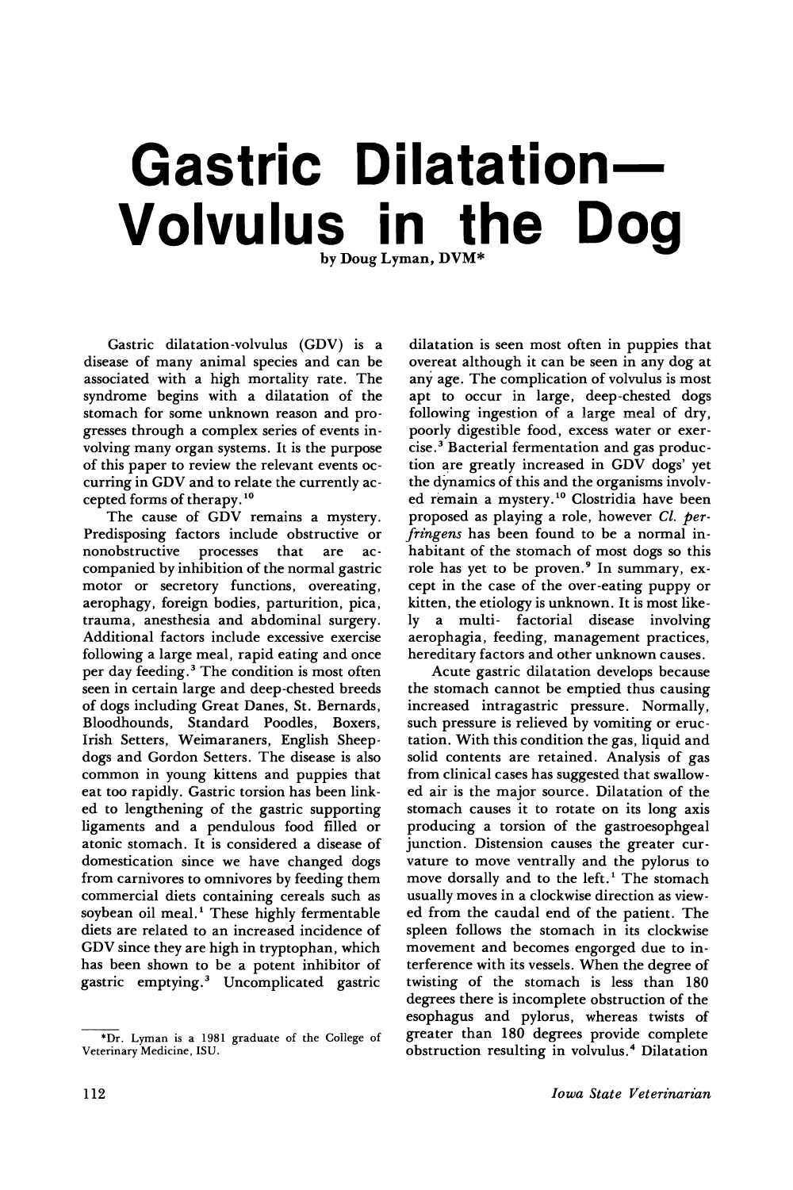# Gastric Dilatation—Volvulus in the Dog

by Doug Lyman, DVM*

Gastric dilatation-volvulus (GDV) is a disease of many animal species and can be associated with a high mortality rate. The syndrome begins with a dilatation of the stomach for some unknown reason and progresses through a complex series of events involving many organ systems. It is the purpose of this paper to review the relevant events occurring in GDV and to relate the currently accepted forms of therapy.[10]

The cause of GDV remains a mystery. Predisposing factors include obstructive or nonobstructive processes that are accompanied by inhibition of the normal gastric motor or secretory functions, overeating, aerophagy, foreign bodies, parturition, pica, trauma, anesthesia and abdominal surgery. Additional factors include excessive exercise following a large meal, rapid eating and once per day feeding.[3] The condition is most often seen in certain large and deep-chested breeds of dogs including Great Danes, St. Bernards, Bloodhounds, Standard Poodles, Boxers, Irish Setters, Weimaraners, English Sheepdogs and Gordon Setters. The disease is also common in young kittens and puppies that eat too rapidly. Gastric torsion has been linked to lengthening of the gastric supporting ligaments and a pendulous food filled or atonic stomach. It is considered a disease of domestication since we have changed dogs from carnivores to omnivores by feeding them commercial diets containing cereals such as soybean oil meal.[1] These highly fermentable diets are related to an increased incidence of GDV since they are high in tryptophan, which has been shown to be a potent inhibitor of gastric emptying.[3] Uncomplicated gastric dilatation is seen most often in puppies that overeat although it can be seen in any dog at any age. The complication of volvulus is most apt to occur in large, deep-chested dogs following ingestion of a large meal of dry, poorly digestible food, excess water or exercise.[3] Bacterial fermentation and gas production are greatly increased in GDV dogs' yet the dynamics of this and the organisms involved remain a mystery.[10] Clostridia have been proposed as playing a role, however *Cl. perfringens* has been found to be a normal inhabitant of the stomach of most dogs so this role has yet to be proven.[9] In summary, except in the case of the over-eating puppy or kitten, the etiology is unknown. It is most likely a multi- factorial disease involving aerophagia, feeding, management practices, hereditary factors and other unknown causes.

Acute gastric dilatation develops because the stomach cannot be emptied thus causing increased intragastric pressure. Normally, such pressure is relieved by vomiting or eructation. With this condition the gas, liquid and solid contents are retained. Analysis of gas from clinical cases has suggested that swallowed air is the major source. Dilatation of the stomach causes it to rotate on its long axis producing a torsion of the gastroesophgeal junction. Distension causes the greater curvature to move ventrally and the pylorus to move dorsally and to the left.[1] The stomach usually moves in a clockwise direction as viewed from the caudal end of the patient. The spleen follows the stomach in its clockwise movement and becomes engorged due to interference with its vessels. When the degree of twisting of the stomach is less than 180 degrees there is incomplete obstruction of the esophagus and pylorus, whereas twists of greater than 180 degrees provide complete obstruction resulting in volvulus.[4] Dilatation

*Dr. Lyman is a 1981 graduate of the College of Veterinary Medicine, ISU.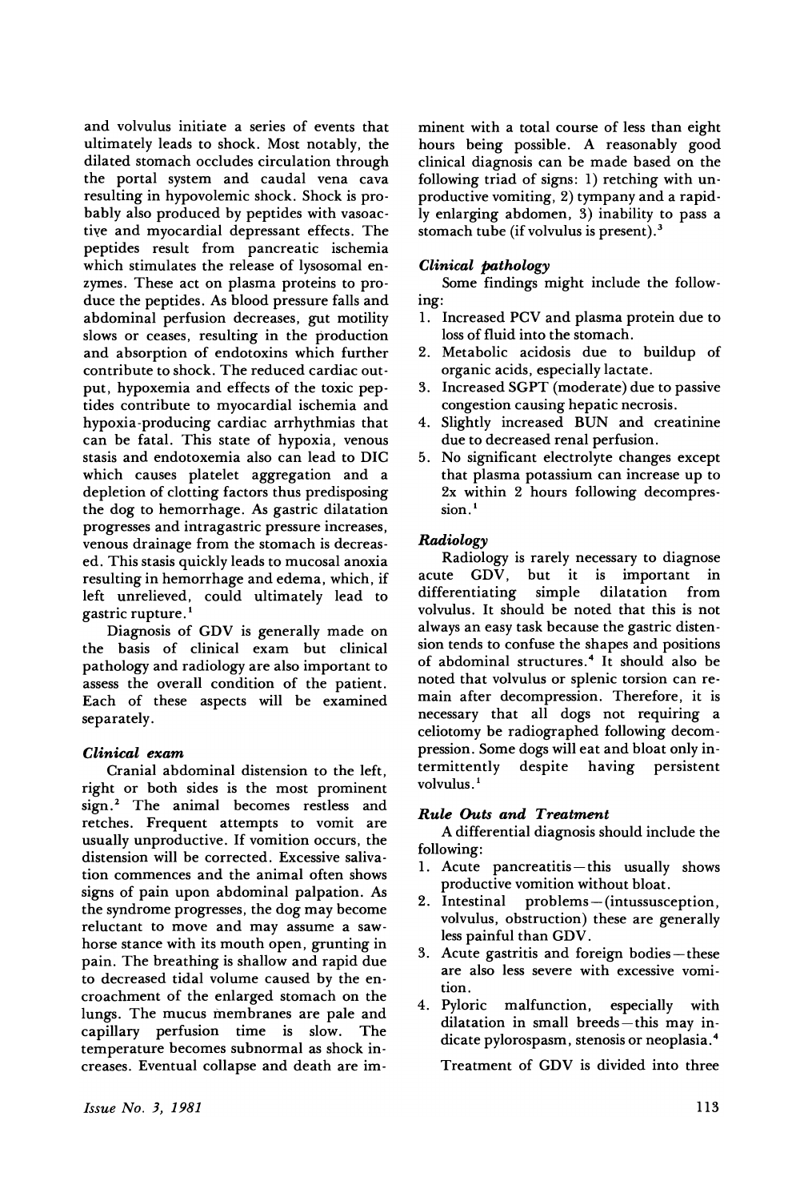and volvulus initiate a series of events that ultimately leads to shock. Most notably, the dilated stomach occludes circulation through the portal system and caudal vena cava resulting in hypovolemic shock. Shock is probably also produced by peptides with vasoactive and myocardial depressant effects. The peptides result from pancreatic ischemia which stimulates the release of lysosomal enzymes. These act on plasma proteins to produce the peptides. As blood pressure falls and abdominal perfusion decreases, gut motility slows or ceases, resulting in the production and absorption of endotoxins which further contribute to shock. The reduced cardiac output, hypoxemia and effects of the toxic peptides contribute to myocardial ischemia and hypoxia-producing cardiac arrhythmias that can be fatal. This state of hypoxia, venous stasis and endotoxemia also can lead to DIC which causes platelet aggregation and a depletion of clotting factors thus predisposing the dog to hemorrhage. As gastric dilatation progresses and intragastric pressure increases, venous drainage from the stomach is decreased. This stasis quickly leads to mucosal anoxia resulting in hemorrhage and edema, which, if left unrelieved, could ultimately lead to gastric rupture.[1]

Diagnosis of GDV is generally made on the basis of clinical exam but clinical pathology and radiology are also important to assess the overall condition of the patient. Each of these aspects will be examined separately.

### *Clinical exam*

Cranial abdominal distension to the left, right or both sides is the most prominent sign.[2] The animal becomes restless and retches. Frequent attempts to vomit are usually unproductive. If vomition occurs, the distension will be corrected. Excessive salivation commences and the animal often shows signs of pain upon abdominal palpation. As the syndrome progresses, the dog may become reluctant to move and may assume a sawhorse stance with its mouth open, grunting in pain. The breathing is shallow and rapid due to decreased tidal volume caused by the encroachment of the enlarged stomach on the lungs. The mucus membranes are pale and capillary perfusion time is slow. The temperature becomes subnormal as shock increases. Eventual collapse and death are imminent with a total course of less than eight hours being possible. A reasonably good clinical diagnosis can be made based on the following triad of signs: 1) retching with unproductive vomiting, 2) tympany and a rapidly enlarging abdomen, 3) inability to pass a stomach tube (if volvulus is present).[3]

### *Clinical pathology*

Some findings might include the following:

1. Increased PCV and plasma protein due to loss of fluid into the stomach.
2. Metabolic acidosis due to buildup of organic acids, especially lactate.
3. Increased SGPT (moderate) due to passive congestion causing hepatic necrosis.
4. Slightly increased BUN and creatinine due to decreased renal perfusion.
5. No significant electrolyte changes except that plasma potassium can increase up to 2x within 2 hours following decompression.[1]

### *Radiology*

Radiology is rarely necessary to diagnose acute GDV, but it is important in differentiating simple dilatation from volvulus. It should be noted that this is not always an easy task because the gastric distension tends to confuse the shapes and positions of abdominal structures.[4] It should also be noted that volvulus or splenic torsion can remain after decompression. Therefore, it is necessary that all dogs not requiring a celiotomy be radiographed following decompression. Some dogs will eat and bloat only intermittently despite having persistent volvulus.[1]

### *Rule Outs and Treatment*

A differential diagnosis should include the following:

1. Acute pancreatitis—this usually shows productive vomition without bloat.
2. Intestinal problems—(intussusception, volvulus, obstruction) these are generally less painful than GDV.
3. Acute gastritis and foreign bodies—these are also less severe with excessive vomition.
4. Pyloric malfunction, especially with dilatation in small breeds—this may indicate pylorospasm, stenosis or neoplasia.[4]

Treatment of GDV is divided into three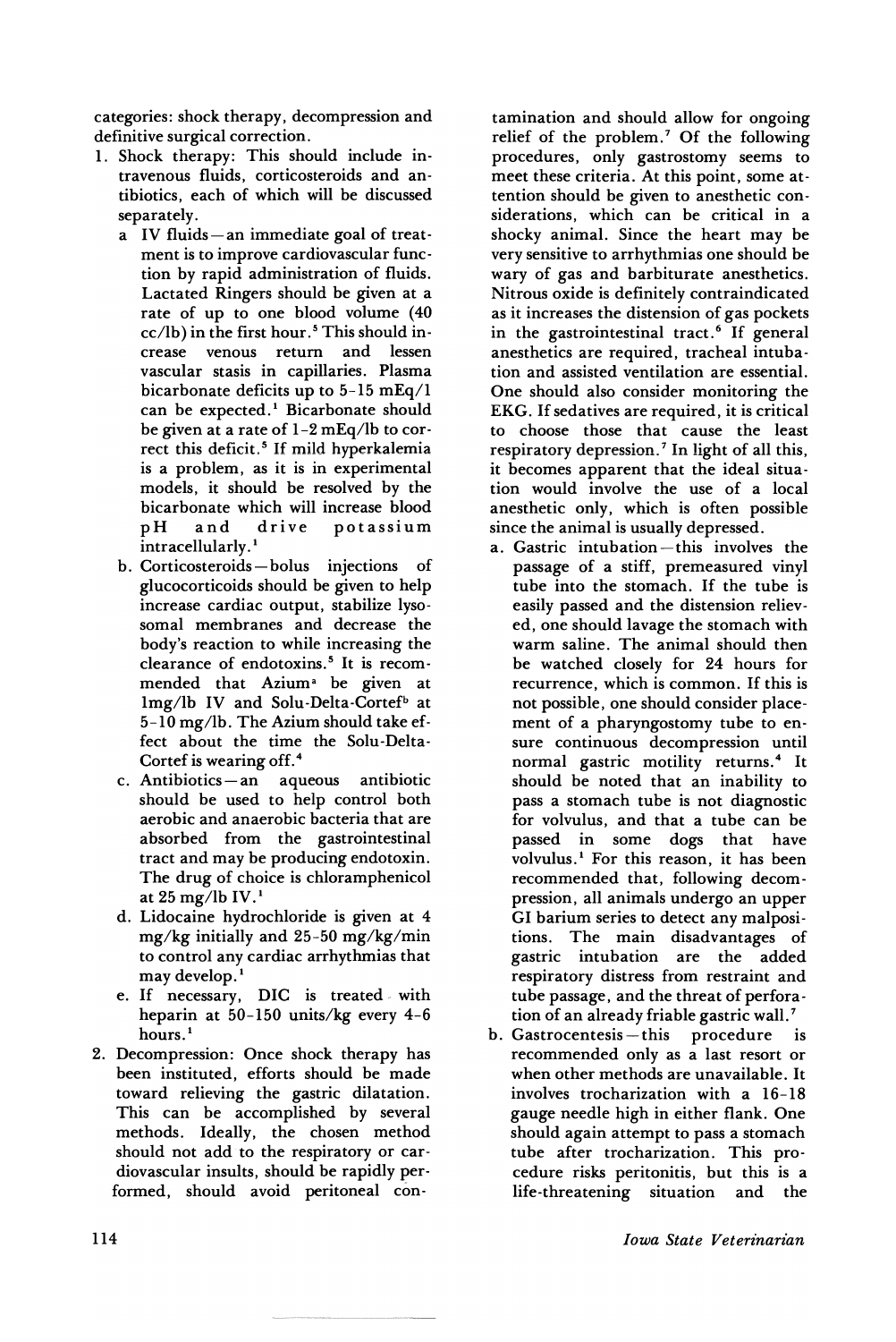categories: shock therapy, decompression and definitive surgical correction.

1. Shock therapy: This should include intravenous fluids, corticosteroids and antibiotics, each of which will be discussed separately.
   a IV fluids—an immediate goal of treatment is to improve cardiovascular function by rapid administration of fluids. Lactated Ringers should be given at a rate of up to one blood volume (40 cc/lb) in the first hour.[5] This should increase venous return and lessen vascular stasis in capillaries. Plasma bicarbonate deficits up to 5-15 mEq/l can be expected.[1] Bicarbonate should be given at a rate of 1-2 mEq/lb to correct this deficit.[5] If mild hyperkalemia is a problem, as it is in experimental models, it should be resolved by the bicarbonate which will increase blood pH and drive potassium intracellularly.[1]
   b. Corticosteroids—bolus injections of glucocorticoids should be given to help increase cardiac output, stabilize lysosomal membranes and decrease the body's reaction to while increasing the clearance of endotoxins.[5] It is recommended that Azium[a] be given at 1mg/lb IV and Solu-Delta-Cortef[b] at 5-10 mg/lb. The Azium should take effect about the time the Solu-Delta-Cortef is wearing off.[4]
   c. Antibiotics—an aqueous antibiotic should be used to help control both aerobic and anaerobic bacteria that are absorbed from the gastrointestinal tract and may be producing endotoxin. The drug of choice is chloramphenicol at 25 mg/lb IV.[1]
   d. Lidocaine hydrochloride is given at 4 mg/kg initially and 25-50 mg/kg/min to control any cardiac arrhythmias that may develop.[1]
   e. If necessary, DIC is treated with heparin at 50-150 units/kg every 4-6 hours.[1]
2. Decompression: Once shock therapy has been instituted, efforts should be made toward relieving the gastric dilatation. This can be accomplished by several methods. Ideally, the chosen method should not add to the respiratory or cardiovascular insults, should be rapidly performed, should avoid peritoneal contamination and should allow for ongoing relief of the problem.[7] Of the following procedures, only gastrostomy seems to meet these criteria. At this point, some attention should be given to anesthetic considerations, which can be critical in a shocky animal. Since the heart may be very sensitive to arrhythmias one should be wary of gas and barbiturate anesthetics. Nitrous oxide is definitely contraindicated as it increases the distension of gas pockets in the gastrointestinal tract.[6] If general anesthetics are required, tracheal intubation and assisted ventilation are essential. One should also consider monitoring the EKG. If sedatives are required, it is critical to choose those that cause the least respiratory depression.[7] In light of all this, it becomes apparent that the ideal situation would involve the use of a local anesthetic only, which is often possible since the animal is usually depressed.
   a. Gastric intubation—this involves the passage of a stiff, premeasured vinyl tube into the stomach. If the tube is easily passed and the distension relieved, one should lavage the stomach with warm saline. The animal should then be watched closely for 24 hours for recurrence, which is common. If this is not possible, one should consider placement of a pharyngostomy tube to ensure continuous decompression until normal gastric motility returns.[4] It should be noted that an inability to pass a stomach tube is not diagnostic for volvulus, and that a tube can be passed in some dogs that have volvulus.[1] For this reason, it has been recommended that, following decompression, all animals undergo an upper GI barium series to detect any malpositions. The main disadvantages of gastric intubation are the added respiratory distress from restraint and tube passage, and the threat of perforation of an already friable gastric wall.[7]
   b. Gastrocentesis—this procedure is recommended only as a last resort or when other methods are unavailable. It involves trocharization with a 16-18 gauge needle high in either flank. One should again attempt to pass a stomach tube after trocharization. This procedure risks peritonitis, but this is a life-threatening situation and the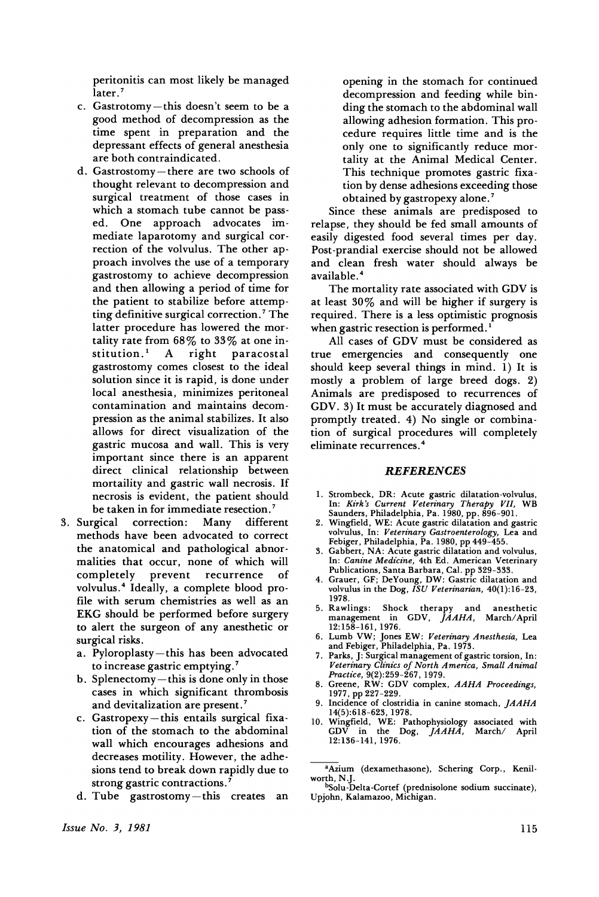peritonitis can most likely be managed later.[7]

c. Gastrotomy—this doesn't seem to be a good method of decompression as the time spent in preparation and the depressant effects of general anesthesia are both contraindicated.

d. Gastrostomy—there are two schools of thought relevant to decompression and surgical treatment of those cases in which a stomach tube cannot be passed. One approach advocates immediate laparotomy and surgical correction of the volvulus. The other approach involves the use of a temporary gastrostomy to achieve decompression and then allowing a period of time for the patient to stabilize before attempting definitive surgical correction.[7] The latter procedure has lowered the mortality rate from 68% to 33% at one institution.[1] A right paracostal gastrostomy comes closest to the ideal solution since it is rapid, is done under local anesthesia, minimizes peritoneal contamination and maintains decompression as the animal stabilizes. It also allows for direct visualization of the gastric mucosa and wall. This is very important since there is an apparent direct clinical relationship between mortality and gastric wall necrosis. If necrosis is evident, the patient should be taken in for immediate resection.[7]

3. Surgical correction: Many different methods have been advocated to correct the anatomical and pathological abnormalities that occur, none of which will completely prevent recurrence of volvulus.[4] Ideally, a complete blood profile with serum chemistries as well as an EKG should be performed before surgery to alert the surgeon of any anesthetic or surgical risks.

   a. Pyloroplasty—this has been advocated to increase gastric emptying.[7]

   b. Splenectomy—this is done only in those cases in which significant thrombosis and devitalization are present.[7]

   c. Gastropexy—this entails surgical fixation of the stomach to the abdominal wall which encourages adhesions and decreases motility. However, the adhesions tend to break down rapidly due to strong gastric contractions.[7]

   d. Tube gastrostomy—this creates an opening in the stomach for continued decompression and feeding while binding the stomach to the abdominal wall allowing adhesion formation. This procedure requires little time and is the only one to significantly reduce mortality at the Animal Medical Center. This technique promotes gastric fixation by dense adhesions exceeding those obtained by gastropexy alone.[7]

Since these animals are predisposed to relapse, they should be fed small amounts of easily digested food several times per day. Post-prandial exercise should not be allowed and clean fresh water should always be available.[4]

The mortality rate associated with GDV is at least 30% and will be higher if surgery is required. There is a less optimistic prognosis when gastric resection is performed.[1]

All cases of GDV must be considered as true emergencies and consequently one should keep several things in mind. 1) It is mostly a problem of large breed dogs. 2) Animals are predisposed to recurrences of GDV. 3) It must be accurately diagnosed and promptly treated. 4) No single or combination of surgical procedures will completely eliminate recurrences.[4]

## *REFERENCES*

1. Strombeck, DR: Acute gastric dilatation-volvulus, In: *Kirk's Current Veterinary Therapy VII*, WB Saunders, Philadelphia, Pa. 1980, pp. 896-901.
2. Wingfield, WE: Acute gastric dilatation and gastric volvulus, In: *Veterinary Gastroenterology*, Lea and Febiger, Philadelphia, Pa. 1980, pp 449-455.
3. Gabbert, NA: Acute gastric dilatation and volvulus, In: *Canine Medicine*, 4th Ed. American Veterinary Publications, Santa Barbara, Cal. pp 329-333.
4. Grauer, GF; DeYoung, DW: Gastric dilatation and volvulus in the Dog, *ISU Veterinarian*, 40(1):16-23, 1978.
5. Rawlings: Shock therapy and anesthetic management in GDV, *JAAHA*, March/April 12:158-161, 1976.
6. Lumb VW; Jones EW: *Veterinary Anesthesia*, Lea and Febiger, Philadelphia, Pa. 1973.
7. Parks, J: Surgical management of gastric torsion, In: *Veterinary Clinics of North America, Small Animal Practice*, 9(2):259-267, 1979.
8. Greene, RW: GDV complex, *AAHA Proceedings*, 1977, pp 227-229.
9. Incidence of clostridia in canine stomach, *JAAHA* 14(5):618-623, 1978.
10. Wingfield, WE: Pathophysiology associated with GDV in the Dog, *JAAHA*, March/ April 12:136-141, 1976.

---

[a]Azium (dexamethasone), Schering Corp., Kenilworth, N.J.

[b]Solu-Delta-Cortef (prednisolone sodium succinate), Upjohn, Kalamazoo, Michigan.